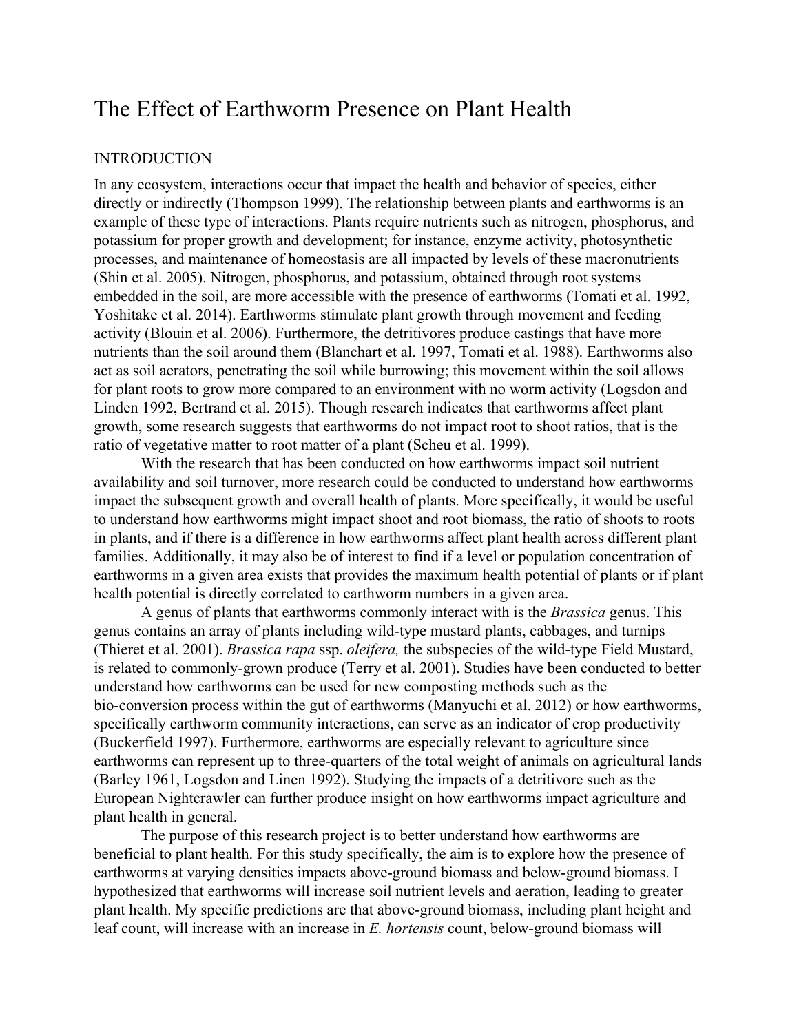# The Effect of Earthworm Presence on Plant Health

## INTRODUCTION

In any ecosystem, interactions occur that impact the health and behavior of species, either directly or indirectly (Thompson 1999). The relationship between plants and earthworms is an example of these type of interactions. Plants require nutrients such as nitrogen, phosphorus, and potassium for proper growth and development; for instance, enzyme activity, photosynthetic processes, and maintenance of homeostasis are all impacted by levels of these macronutrients (Shin et al. 2005). Nitrogen, phosphorus, and potassium, obtained through root systems embedded in the soil, are more accessible with the presence of earthworms (Tomati et al. 1992, Yoshitake et al. 2014). Earthworms stimulate plant growth through movement and feeding activity (Blouin et al. 2006). Furthermore, the detritivores produce castings that have more nutrients than the soil around them (Blanchart et al. 1997, Tomati et al. 1988). Earthworms also act as soil aerators, penetrating the soil while burrowing; this movement within the soil allows for plant roots to grow more compared to an environment with no worm activity (Logsdon and Linden 1992, Bertrand et al. 2015). Though research indicates that earthworms affect plant growth, some research suggests that earthworms do not impact root to shoot ratios, that is the ratio of vegetative matter to root matter of a plant (Scheu et al. 1999).

With the research that has been conducted on how earthworms impact soil nutrient availability and soil turnover, more research could be conducted to understand how earthworms impact the subsequent growth and overall health of plants. More specifically, it would be useful to understand how earthworms might impact shoot and root biomass, the ratio of shoots to roots in plants, and if there is a difference in how earthworms affect plant health across different plant families. Additionally, it may also be of interest to find if a level or population concentration of earthworms in a given area exists that provides the maximum health potential of plants or if plant health potential is directly correlated to earthworm numbers in a given area.

A genus of plants that earthworms commonly interact with is the *Brassica* genus. This genus contains an array of plants including wild-type mustard plants, cabbages, and turnips (Thieret et al. 2001). *Brassica rapa* ssp. *oleifera,* the subspecies of the wild-type Field Mustard, is related to commonly-grown produce (Terry et al. 2001). Studies have been conducted to better understand how earthworms can be used for new composting methods such as the bio-conversion process within the gut of earthworms (Manyuchi et al. 2012) or how earthworms, specifically earthworm community interactions, can serve as an indicator of crop productivity (Buckerfield 1997). Furthermore, earthworms are especially relevant to agriculture since earthworms can represent up to three-quarters of the total weight of animals on agricultural lands (Barley 1961, Logsdon and Linen 1992). Studying the impacts of a detritivore such as the European Nightcrawler can further produce insight on how earthworms impact agriculture and plant health in general.

The purpose of this research project is to better understand how earthworms are beneficial to plant health. For this study specifically, the aim is to explore how the presence of earthworms at varying densities impacts above-ground biomass and below-ground biomass. I hypothesized that earthworms will increase soil nutrient levels and aeration, leading to greater plant health. My specific predictions are that above-ground biomass, including plant height and leaf count, will increase with an increase in *E. hortensis* count, below-ground biomass will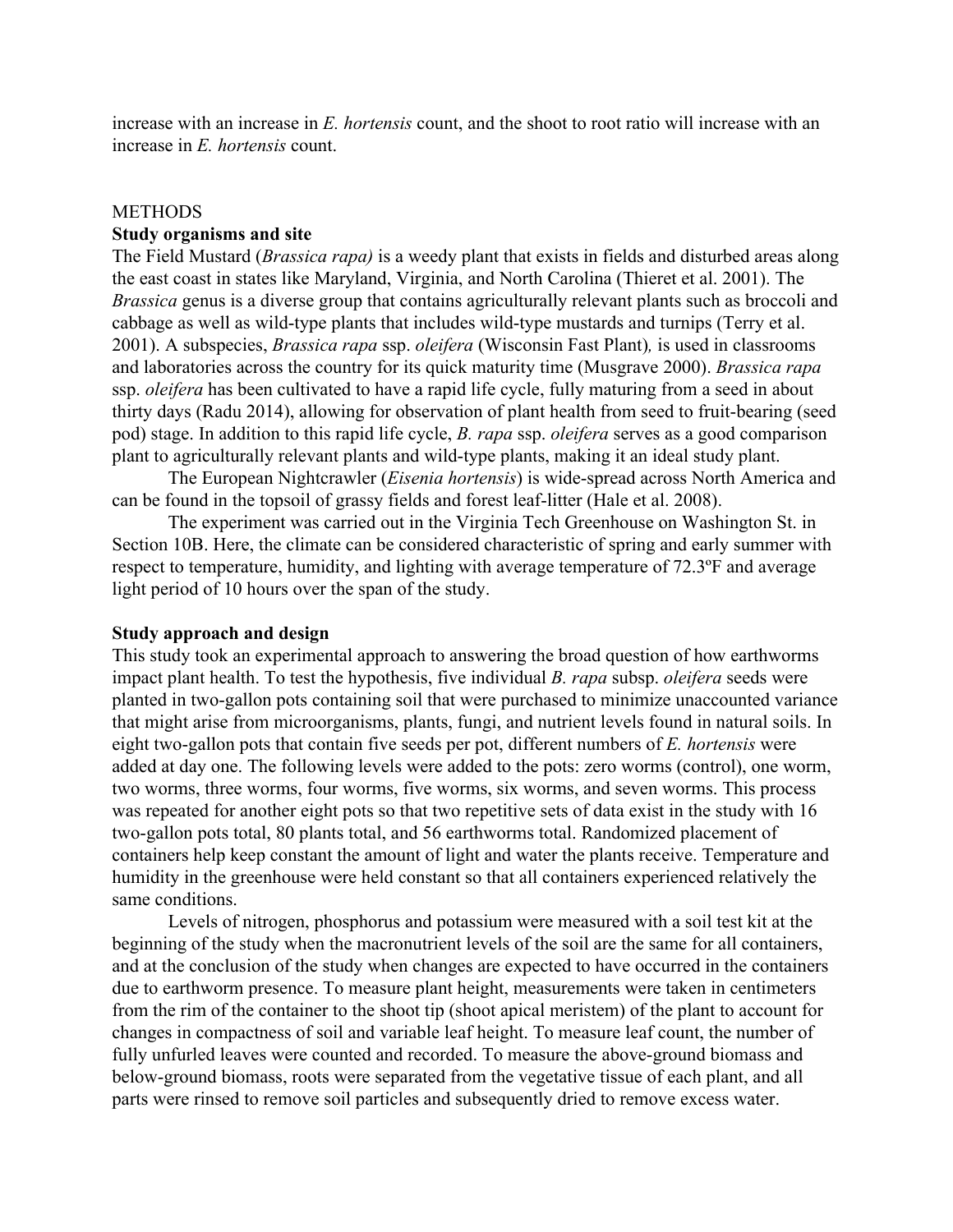increase with an increase in *E. hortensis* count, and the shoot to root ratio will increase with an increase in *E. hortensis* count.

## METHODS

### Study organisms and site

The Field Mustard (*Brassica rapa)* is a weedy plant that exists in fields and disturbed areas along the east coast in states like Maryland, Virginia, and North Carolina (Thieret et al. 2001). The *Brassica* genus is a diverse group that contains agriculturally relevant plants such as broccoli and cabbage as well as wild-type plants that includes wild-type mustards and turnips (Terry et al. 2001). A subspecies, *Brassica rapa* ssp. *oleifera* (Wisconsin Fast Plant)*,* is used in classrooms and laboratories across the country for its quick maturity time (Musgrave 2000). *Brassica rapa* ssp. *oleifera* has been cultivated to have a rapid life cycle, fully maturing from a seed in about thirty days (Radu 2014), allowing for observation of plant health from seed to fruit-bearing (seed pod) stage. In addition to this rapid life cycle, *B. rapa* ssp. *oleifera* serves as a good comparison plant to agriculturally relevant plants and wild-type plants, making it an ideal study plant.

The European Nightcrawler (*Eisenia hortensis*) is wide-spread across North America and can be found in the topsoil of grassy fields and forest leaf-litter (Hale et al. 2008).

The experiment was carried out in the Virginia Tech Greenhouse on Washington St. in Section 10B. Here, the climate can be considered characteristic of spring and early summer with respect to temperature, humidity, and lighting with average temperature of 72.3ºF and average light period of 10 hours over the span of the study.

### Study approach and design

This study took an experimental approach to answering the broad question of how earthworms impact plant health. To test the hypothesis, five individual *B. rapa* subsp. *oleifera* seeds were planted in two-gallon pots containing soil that were purchased to minimize unaccounted variance that might arise from microorganisms, plants, fungi, and nutrient levels found in natural soils. In eight two-gallon pots that contain five seeds per pot, different numbers of *E. hortensis* were added at day one. The following levels were added to the pots: zero worms (control), one worm, two worms, three worms, four worms, five worms, six worms, and seven worms. This process was repeated for another eight pots so that two repetitive sets of data exist in the study with 16 two-gallon pots total, 80 plants total, and 56 earthworms total. Randomized placement of containers help keep constant the amount of light and water the plants receive. Temperature and humidity in the greenhouse were held constant so that all containers experienced relatively the same conditions.

Levels of nitrogen, phosphorus and potassium were measured with a soil test kit at the beginning of the study when the macronutrient levels of the soil are the same for all containers, and at the conclusion of the study when changes are expected to have occurred in the containers due to earthworm presence. To measure plant height, measurements were taken in centimeters from the rim of the container to the shoot tip (shoot apical meristem) of the plant to account for changes in compactness of soil and variable leaf height. To measure leaf count, the number of fully unfurled leaves were counted and recorded. To measure the above-ground biomass and below-ground biomass, roots were separated from the vegetative tissue of each plant, and all parts were rinsed to remove soil particles and subsequently dried to remove excess water.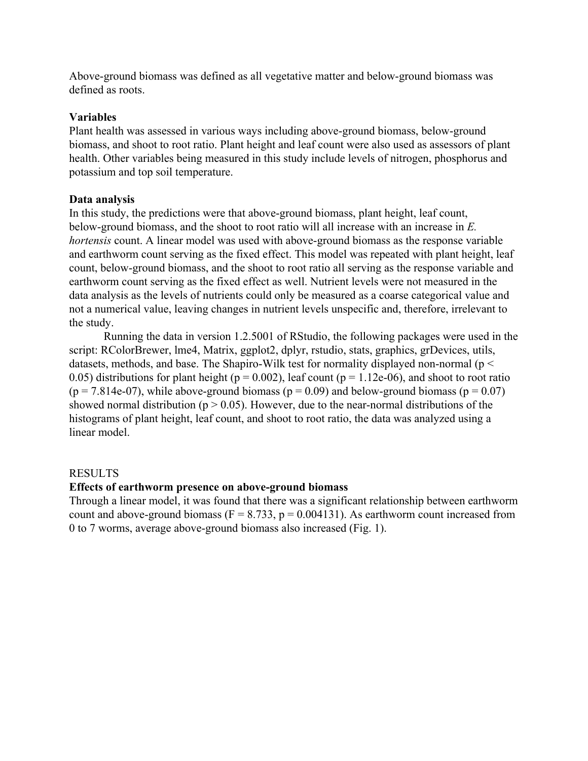Above-ground biomass was defined as all vegetative matter and below-ground biomass was defined as roots.

**Variables**

Plant health was assessed in various ways including above-ground biomass, below-ground biomass, and shoot to root ratio. Plant height and leaf count were also used as assessors of plant health. Other variables being measured in this study include levels of nitrogen, phosphorus and potassium and top soil temperature.

**Data analysis**

In this study, the predictions were that above-ground biomass, plant height, leaf count, below-ground biomass, and the shoot to root ratio will all increase with an increase in *E. hortensis* count. A linear model was used with above-ground biomass as the response variable and earthworm count serving as the fixed effect. This model was repeated with plant height, leaf count, below-ground biomass, and the shoot to root ratio all serving as the response variable and earthworm count serving as the fixed effect as well. Nutrient levels were not measured in the data analysis as the levels of nutrients could only be measured as a coarse categorical value and not a numerical value, leaving changes in nutrient levels unspecific and, therefore, irrelevant to the study.

Running the data in version 1.2.5001 of RStudio, the following packages were used in the script: RColorBrewer, lme4, Matrix, ggplot2, dplyr, rstudio, stats, graphics, grDevices, utils, datasets, methods, and base. The Shapiro-Wilk test for normality displayed non-normal ($p < 0.05$) distributions for plant height ($p = 0.002$), leaf count ($p = 1.12e-06$), and shoot to root ratio ($p = 7.814e-07$), while above-ground biomass ($p = 0.09$) and below-ground biomass ($p = 0.07$) showed normal distribution ($p > 0.05$). However, due to the near-normal distributions of the histograms of plant height, leaf count, and shoot to root ratio, the data was analyzed using a linear model.

RESULTS

**Effects of earthworm presence on above-ground biomass**

Through a linear model, it was found that there was a significant relationship between earthworm count and above-ground biomass ($F = 8.733$, $p = 0.004131$). As earthworm count increased from 0 to 7 worms, average above-ground biomass also increased (Fig. 1).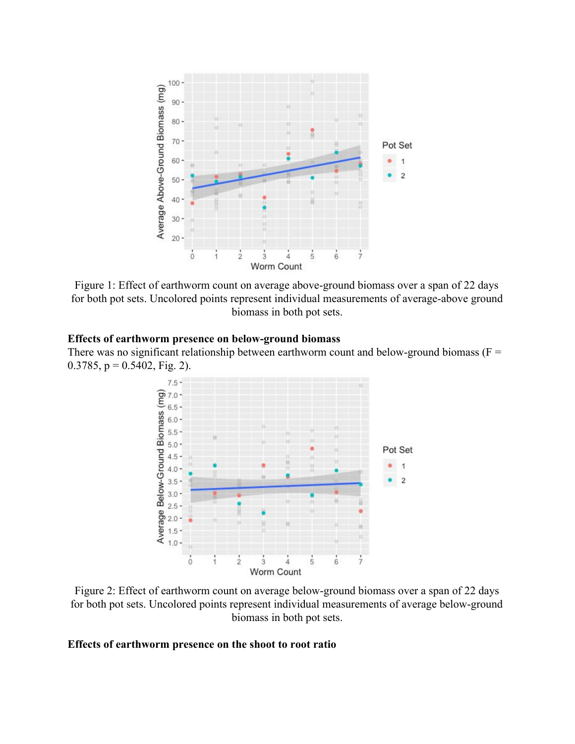Figure 1: Effect of earthworm count on average above-ground biomass over a span of 22 days for both pot sets. Uncolored points represent individual measurements of average-above ground biomass in both pot sets.

**Effects of earthworm presence on below-ground biomass**

There was no significant relationship between earthworm count and below-ground biomass ($F = 0.3785$, $p = 0.5402$, Fig. 2).

Figure 2: Effect of earthworm count on average below-ground biomass over a span of 22 days for both pot sets. Uncolored points represent individual measurements of average below-ground biomass in both pot sets.

**Effects of earthworm presence on the shoot to root ratio**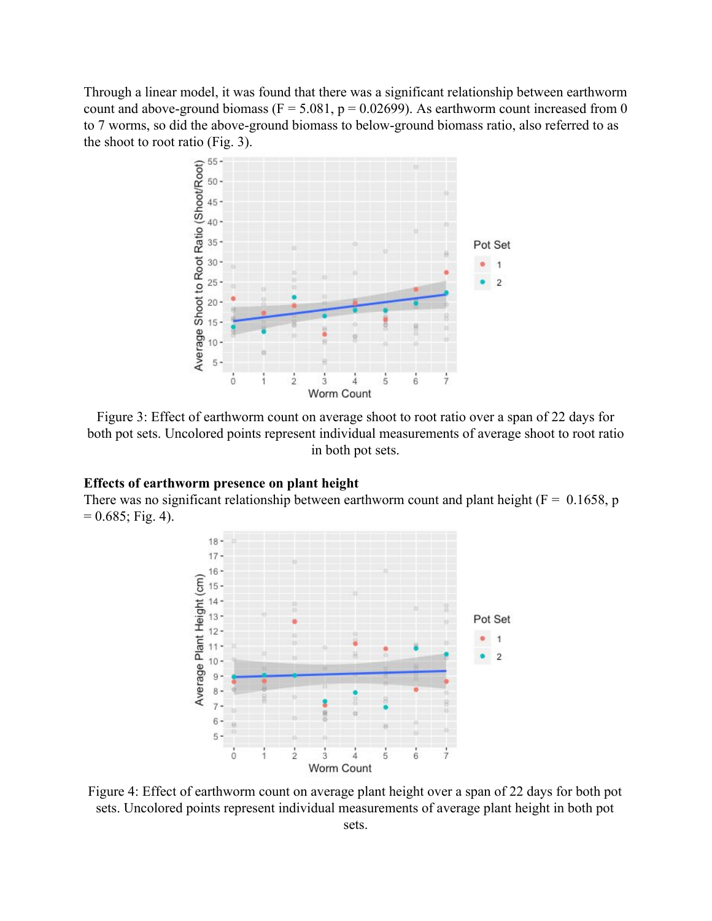Through a linear model, it was found that there was a significant relationship between earthworm count and above-ground biomass ($F = 5.081$, $p = 0.02699$). As earthworm count increased from 0 to 7 worms, so did the above-ground biomass to below-ground biomass ratio, also referred to as the shoot to root ratio (Fig. 3).

Figure 3: Effect of earthworm count on average shoot to root ratio over a span of 22 days for both pot sets. Uncolored points represent individual measurements of average shoot to root ratio in both pot sets.

**Effects of earthworm presence on plant height**

There was no significant relationship between earthworm count and plant height ($F = 0.1658$, $p = 0.685$; Fig. 4).

Figure 4: Effect of earthworm count on average plant height over a span of 22 days for both pot sets. Uncolored points represent individual measurements of average plant height in both pot sets.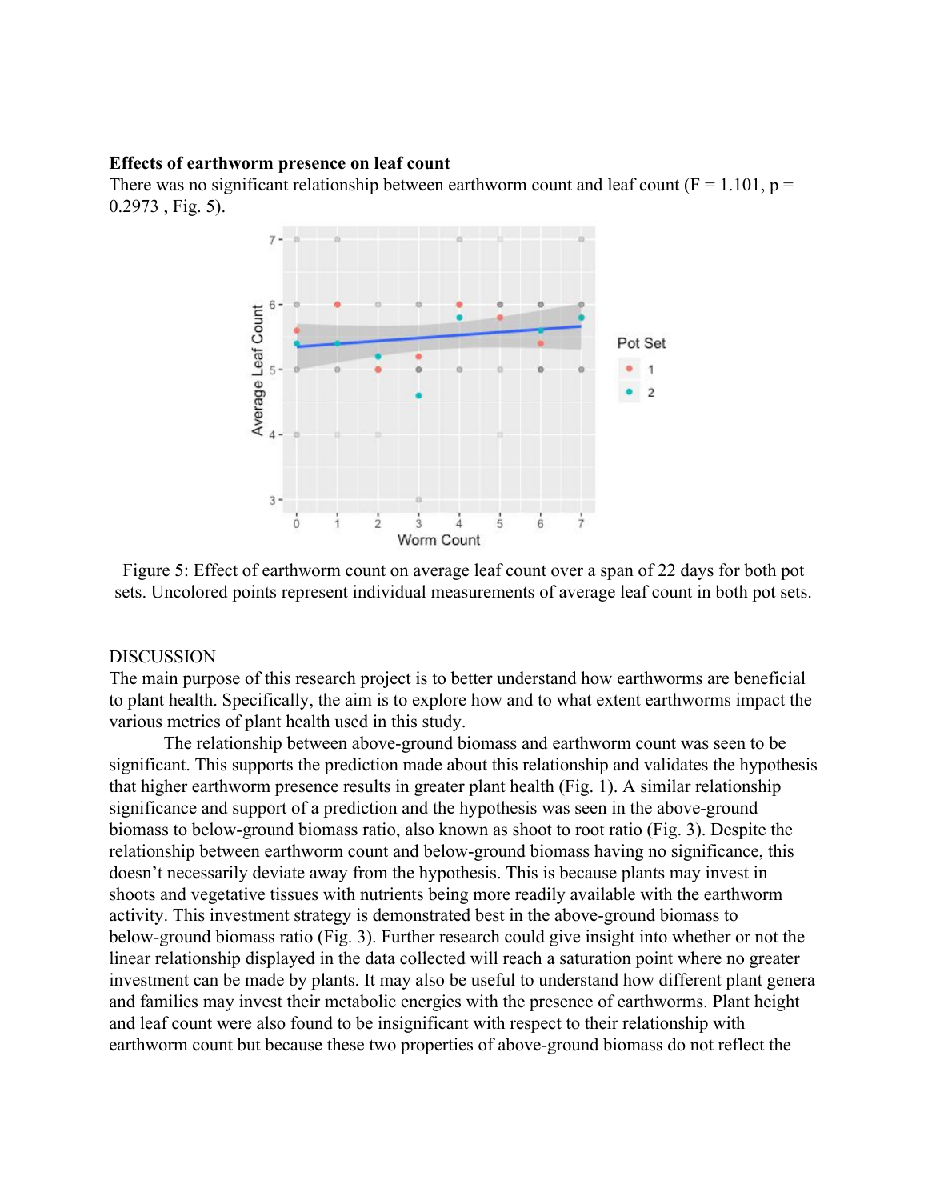**Effects of earthworm presence on leaf count**

There was no significant relationship between earthworm count and leaf count ($F = 1.101$, $p = 0.2973$ , Fig. 5).

Figure 5: Effect of earthworm count on average leaf count over a span of 22 days for both pot sets. Uncolored points represent individual measurements of average leaf count in both pot sets.

DISCUSSION

The main purpose of this research project is to better understand how earthworms are beneficial to plant health. Specifically, the aim is to explore how and to what extent earthworms impact the various metrics of plant health used in this study.

The relationship between above-ground biomass and earthworm count was seen to be significant. This supports the prediction made about this relationship and validates the hypothesis that higher earthworm presence results in greater plant health (Fig. 1). A similar relationship significance and support of a prediction and the hypothesis was seen in the above-ground biomass to below-ground biomass ratio, also known as shoot to root ratio (Fig. 3). Despite the relationship between earthworm count and below-ground biomass having no significance, this doesn't necessarily deviate away from the hypothesis. This is because plants may invest in shoots and vegetative tissues with nutrients being more readily available with the earthworm activity. This investment strategy is demonstrated best in the above-ground biomass to below-ground biomass ratio (Fig. 3). Further research could give insight into whether or not the linear relationship displayed in the data collected will reach a saturation point where no greater investment can be made by plants. It may also be useful to understand how different plant genera and families may invest their metabolic energies with the presence of earthworms. Plant height and leaf count were also found to be insignificant with respect to their relationship with earthworm count but because these two properties of above-ground biomass do not reflect the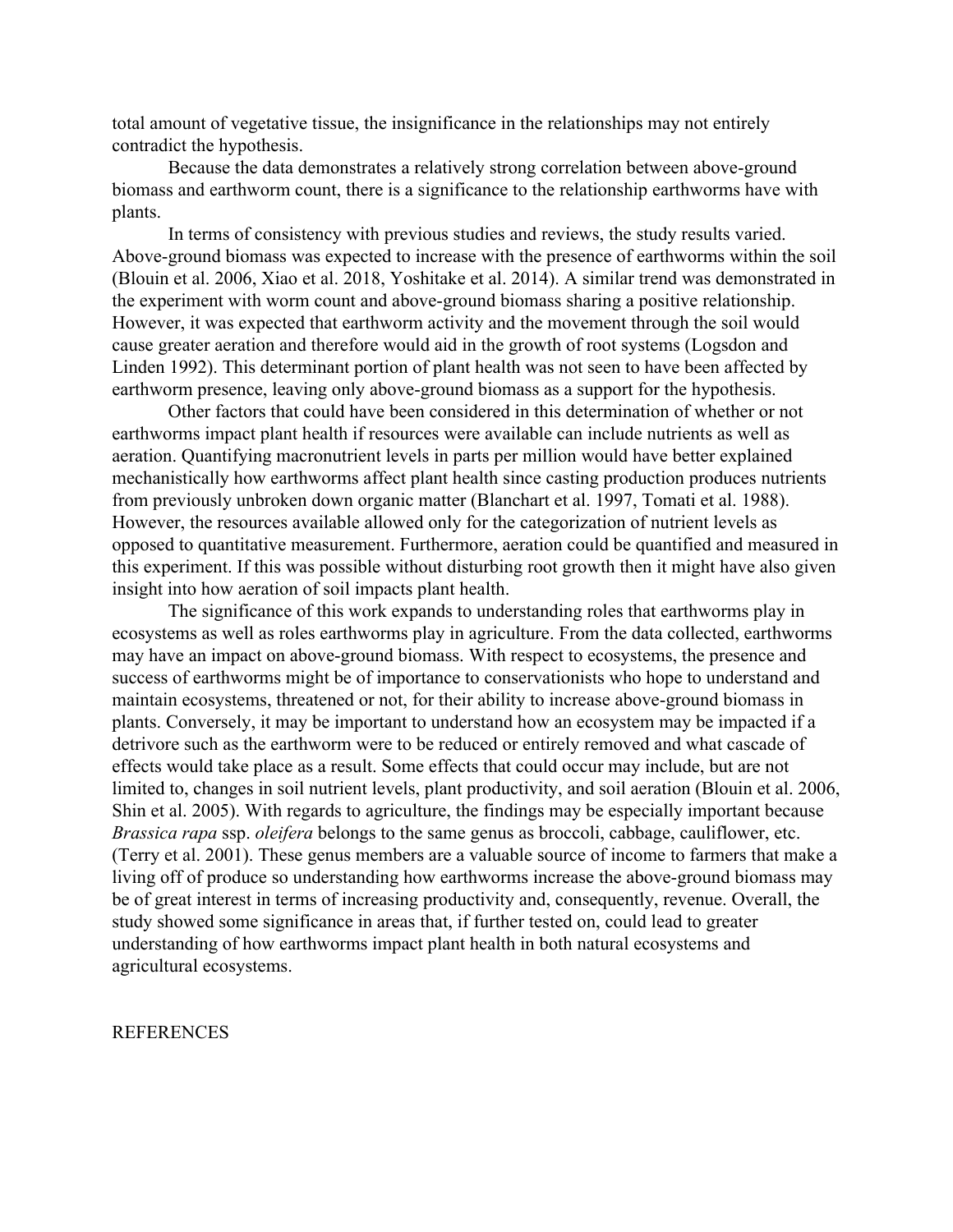total amount of vegetative tissue, the insignificance in the relationships may not entirely contradict the hypothesis.

Because the data demonstrates a relatively strong correlation between above-ground biomass and earthworm count, there is a significance to the relationship earthworms have with plants.

In terms of consistency with previous studies and reviews, the study results varied. Above-ground biomass was expected to increase with the presence of earthworms within the soil (Blouin et al. 2006, Xiao et al. 2018, Yoshitake et al. 2014). A similar trend was demonstrated in the experiment with worm count and above-ground biomass sharing a positive relationship. However, it was expected that earthworm activity and the movement through the soil would cause greater aeration and therefore would aid in the growth of root systems (Logsdon and Linden 1992). This determinant portion of plant health was not seen to have been affected by earthworm presence, leaving only above-ground biomass as a support for the hypothesis.

Other factors that could have been considered in this determination of whether or not earthworms impact plant health if resources were available can include nutrients as well as aeration. Quantifying macronutrient levels in parts per million would have better explained mechanistically how earthworms affect plant health since casting production produces nutrients from previously unbroken down organic matter (Blanchart et al. 1997, Tomati et al. 1988). However, the resources available allowed only for the categorization of nutrient levels as opposed to quantitative measurement. Furthermore, aeration could be quantified and measured in this experiment. If this was possible without disturbing root growth then it might have also given insight into how aeration of soil impacts plant health.

The significance of this work expands to understanding roles that earthworms play in ecosystems as well as roles earthworms play in agriculture. From the data collected, earthworms may have an impact on above-ground biomass. With respect to ecosystems, the presence and success of earthworms might be of importance to conservationists who hope to understand and maintain ecosystems, threatened or not, for their ability to increase above-ground biomass in plants. Conversely, it may be important to understand how an ecosystem may be impacted if a detrivore such as the earthworm were to be reduced or entirely removed and what cascade of effects would take place as a result. Some effects that could occur may include, but are not limited to, changes in soil nutrient levels, plant productivity, and soil aeration (Blouin et al. 2006, Shin et al. 2005). With regards to agriculture, the findings may be especially important because *Brassica rapa* ssp. *oleifera* belongs to the same genus as broccoli, cabbage, cauliflower, etc. (Terry et al. 2001). These genus members are a valuable source of income to farmers that make a living off of produce so understanding how earthworms increase the above-ground biomass may be of great interest in terms of increasing productivity and, consequently, revenue. Overall, the study showed some significance in areas that, if further tested on, could lead to greater understanding of how earthworms impact plant health in both natural ecosystems and agricultural ecosystems.

REFERENCES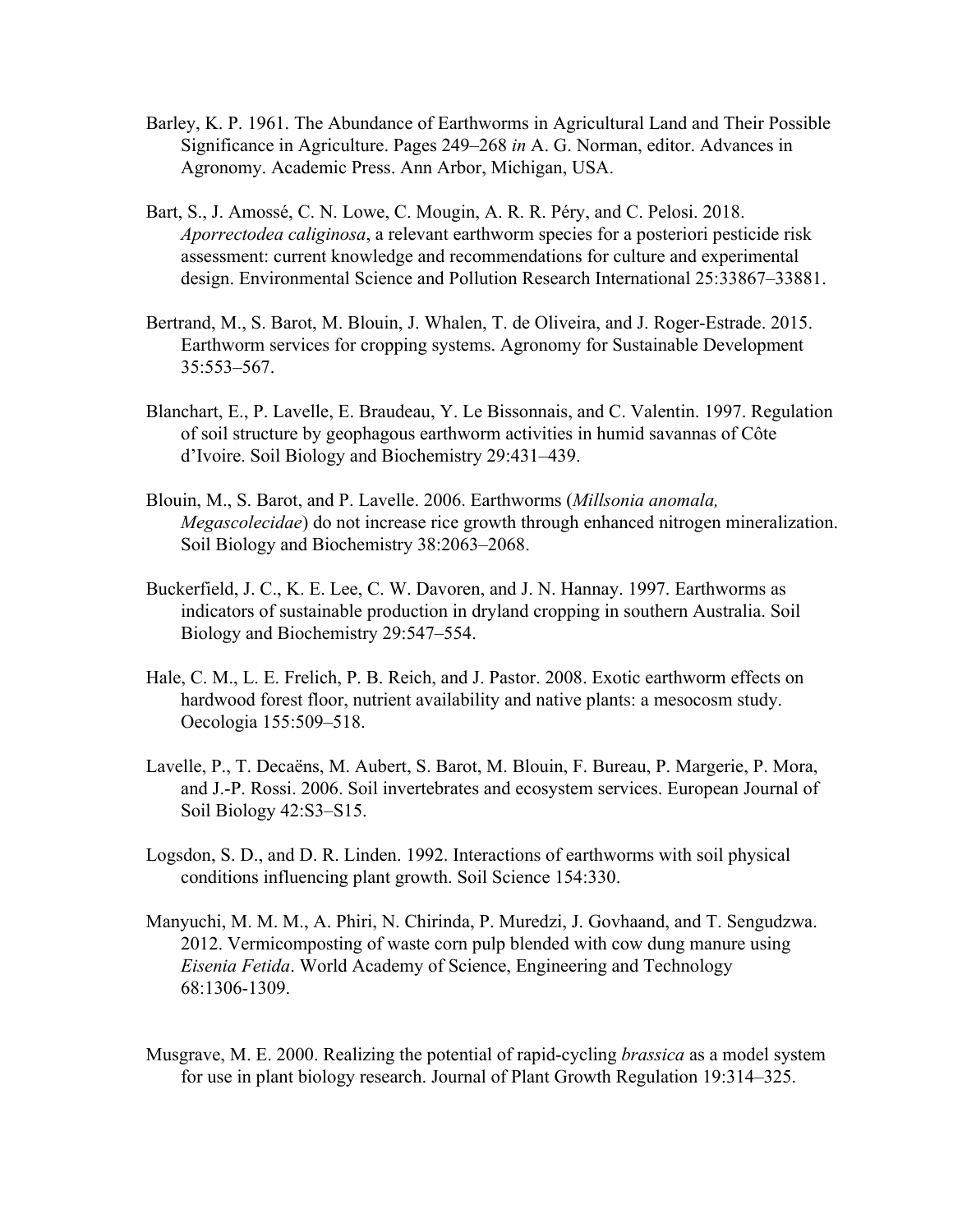Barley, K. P. 1961. The Abundance of Earthworms in Agricultural Land and Their Possible Significance in Agriculture. Pages 249–268 *in* A. G. Norman, editor. Advances in Agronomy. Academic Press. Ann Arbor, Michigan, USA.

Bart, S., J. Amossé, C. N. Lowe, C. Mougin, A. R. R. Péry, and C. Pelosi. 2018. *Aporrectodea caliginosa*, a relevant earthworm species for a posteriori pesticide risk assessment: current knowledge and recommendations for culture and experimental design. Environmental Science and Pollution Research International 25:33867–33881.

Bertrand, M., S. Barot, M. Blouin, J. Whalen, T. de Oliveira, and J. Roger-Estrade. 2015. Earthworm services for cropping systems. Agronomy for Sustainable Development 35:553–567.

Blanchart, E., P. Lavelle, E. Braudeau, Y. Le Bissonnais, and C. Valentin. 1997. Regulation of soil structure by geophagous earthworm activities in humid savannas of Côte d'Ivoire. Soil Biology and Biochemistry 29:431–439.

Blouin, M., S. Barot, and P. Lavelle. 2006. Earthworms (*Millsonia anomala, Megascolecidae*) do not increase rice growth through enhanced nitrogen mineralization. Soil Biology and Biochemistry 38:2063–2068.

Buckerfield, J. C., K. E. Lee, C. W. Davoren, and J. N. Hannay. 1997. Earthworms as indicators of sustainable production in dryland cropping in southern Australia. Soil Biology and Biochemistry 29:547–554.

Hale, C. M., L. E. Frelich, P. B. Reich, and J. Pastor. 2008. Exotic earthworm effects on hardwood forest floor, nutrient availability and native plants: a mesocosm study. Oecologia 155:509–518.

Lavelle, P., T. Decaëns, M. Aubert, S. Barot, M. Blouin, F. Bureau, P. Margerie, P. Mora, and J.-P. Rossi. 2006. Soil invertebrates and ecosystem services. European Journal of Soil Biology 42:S3–S15.

Logsdon, S. D., and D. R. Linden. 1992. Interactions of earthworms with soil physical conditions influencing plant growth. Soil Science 154:330.

Manyuchi, M. M. M., A. Phiri, N. Chirinda, P. Muredzi, J. Govhaand, and T. Sengudzwa. 2012. Vermicomposting of waste corn pulp blended with cow dung manure using *Eisenia Fetida*. World Academy of Science, Engineering and Technology 68:1306-1309.

Musgrave, M. E. 2000. Realizing the potential of rapid-cycling *brassica* as a model system for use in plant biology research. Journal of Plant Growth Regulation 19:314–325.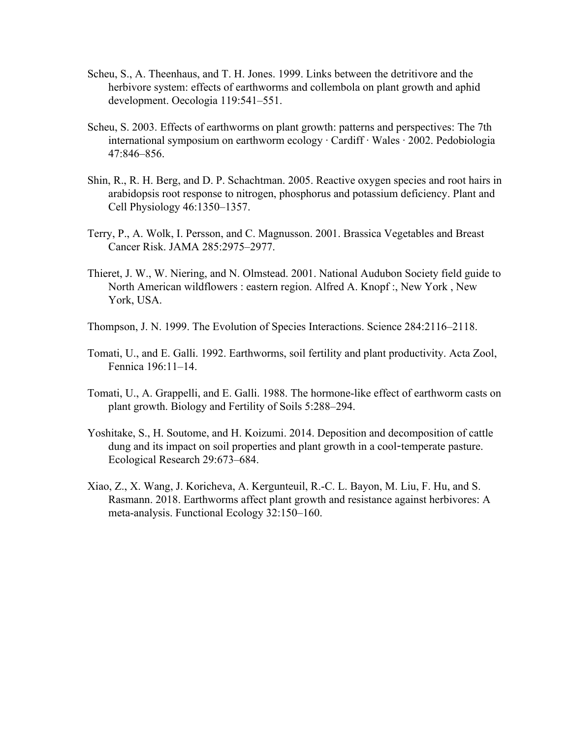Scheu, S., A. Theenhaus, and T. H. Jones. 1999. Links between the detritivore and the herbivore system: effects of earthworms and collembola on plant growth and aphid development. Oecologia 119:541–551.

Scheu, S. 2003. Effects of earthworms on plant growth: patterns and perspectives: The 7th international symposium on earthworm ecology · Cardiff · Wales · 2002. Pedobiologia 47:846–856.

Shin, R., R. H. Berg, and D. P. Schachtman. 2005. Reactive oxygen species and root hairs in arabidopsis root response to nitrogen, phosphorus and potassium deficiency. Plant and Cell Physiology 46:1350–1357.

Terry, P., A. Wolk, I. Persson, and C. Magnusson. 2001. Brassica Vegetables and Breast Cancer Risk. JAMA 285:2975–2977.

Thieret, J. W., W. Niering, and N. Olmstead. 2001. National Audubon Society field guide to North American wildflowers : eastern region. Alfred A. Knopf :, New York , New York, USA.

Thompson, J. N. 1999. The Evolution of Species Interactions. Science 284:2116–2118.

Tomati, U., and E. Galli. 1992. Earthworms, soil fertility and plant productivity. Acta Zool, Fennica 196:11–14.

Tomati, U., A. Grappelli, and E. Galli. 1988. The hormone-like effect of earthworm casts on plant growth. Biology and Fertility of Soils 5:288–294.

Yoshitake, S., H. Soutome, and H. Koizumi. 2014. Deposition and decomposition of cattle dung and its impact on soil properties and plant growth in a cool-temperate pasture. Ecological Research 29:673–684.

Xiao, Z., X. Wang, J. Koricheva, A. Kergunteuil, R.-C. L. Bayon, M. Liu, F. Hu, and S. Rasmann. 2018. Earthworms affect plant growth and resistance against herbivores: A meta-analysis. Functional Ecology 32:150–160.